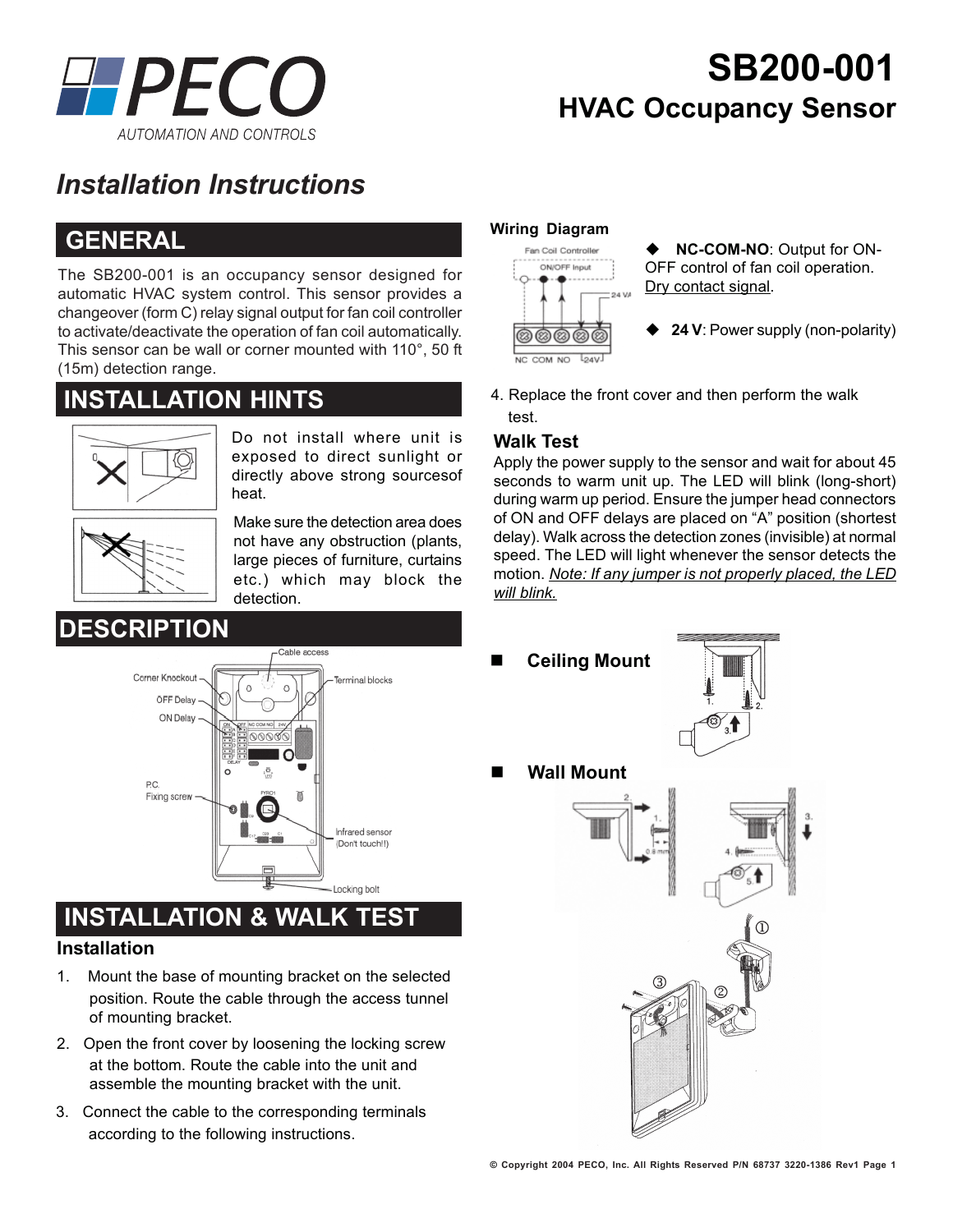# SB200-001

## HVAC Occupancy Sensor

PECO AUTOMATION AND CONTROLS

# Installation Instructions

## GENERAL

The SB200-001 is an occupancy sensor designed for automatic HVAC system control. This sensor provides a changeover (form C) relay signal output for fan coil controller to activate/deactivate the operation of fan coil automatically. This sensor can be wall or corner mounted with 110°, 50 ft (15m) detection range.

## INSTALLATION HINTS

Do not install where unit is exposed to direct sunlight or directly above strong sourcesof heat.

Make sure the detection area does not have any obstruction (plants, large pieces of furniture, curtains etc.) which may block the detection.

## DESCRIPTION

## INSTALLATION & WALK TEST

### Installation

1. Mount the base of mounting bracket on the selected position. Route the cable through the access tunnel of mounting bracket.
2. Open the front cover by loosening the locking screw at the bottom. Route the cable into the unit and assemble the mounting bracket with the unit.
3. Connect the cable to the corresponding terminals according to the following instructions.

**Wiring Diagram**

- **NC-COM-NO**: Output for ON-OFF control of fan coil operation. Dry contact signal.
- **24 V**: Power supply (non-polarity)

4. Replace the front cover and then perform the walk test.

### Walk Test

Apply the power supply to the sensor and wait for about 45 seconds to warm unit up. The LED will blink (long-short) during warm up period. Ensure the jumper head connectors of ON and OFF delays are placed on "A" position (shortest delay). Walk across the detection zones (invisible) at normal speed. The LED will light whenever the sensor detects the motion. *Note: If any jumper is not properly placed, the LED will blink.*

- **Ceiling Mount**
- **Wall Mount**

© Copyright 2004 PECO, Inc. All Rights Reserved P/N 68737 3220-1386 Rev1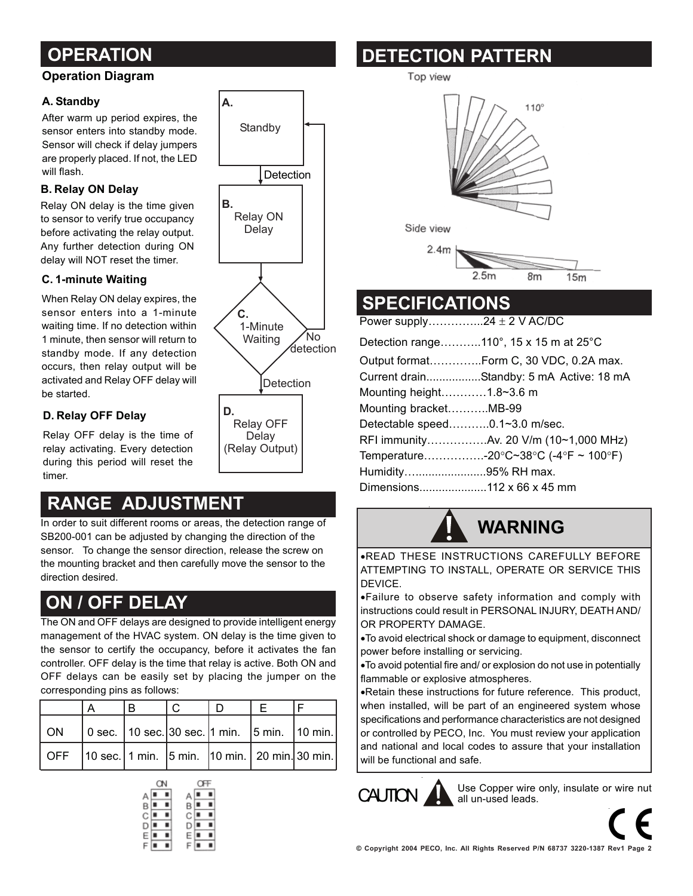## OPERATION

### Operation Diagram

**A. Standby**

After warm up period expires, the sensor enters into standby mode. Sensor will check if delay jumpers are properly placed. If not, the LED will flash.

**B. Relay ON Delay**

Relay ON delay is the time given to sensor to verify true occupancy before activating the relay output. Any further detection during ON delay will NOT reset the timer.

**C. 1-minute Waiting**

When Relay ON delay expires, the sensor enters into a 1-minute waiting time. If no detection within 1 minute, then sensor will return to standby mode. If any detection occurs, then relay output will be activated and Relay OFF delay will be started.

**D. Relay OFF Delay**

Relay OFF delay is the time of relay activating. Every detection during this period will reset the timer.

A. Standby
Detection
B. Relay ON Delay
C. 1-Minute Waiting
No detection
Detection
D. Relay OFF Delay (Relay Output)

## RANGE ADJUSTMENT

In order to suit different rooms or areas, the detection range of SB200-001 can be adjusted by changing the direction of the sensor. To change the sensor direction, release the screw on the mounting bracket and then carefully move the sensor to the direction desired.

## ON / OFF DELAY

The ON and OFF delays are designed to provide intelligent energy management of the HVAC system. ON delay is the time given to the sensor to certify the occupancy, before it activates the fan controller. OFF delay is the time that relay is active. Both ON and OFF delays can be easily set by placing the jumper on the corresponding pins as follows:

| | A | B | C | D | E | F |
|---|---|---|---|---|---|---|
| ON | 0 sec. | 10 sec. | 30 sec. | 1 min. | 5 min. | 10 min. |
| OFF | 10 sec. | 1 min. | 5 min. | 10 min. | 20 min. | 30 min. |

ON
A
B
C
D
E
F

OFF
A
B
C
D
E
F

## DETECTION PATTERN

Top view

110°

Side view

2.4m

2.5m 8m 15m

## SPECIFICATIONS

Power supply…………...24 ± 2 V AC/DC

Detection range………..110°, 15 x 15 m at 25°C

Output format…………..Form C, 30 VDC, 0.2A max.

Current drain.................Standby: 5 mA Active: 18 mA

Mounting height…………1.8~3.6 m

Mounting bracket………..MB-99

Detectable speed………..0.1~3.0 m/sec.

RFI immunity…………….Av. 20 V/m (10~1,000 MHz)

Temperature…………….-20°C~38°C (-4°F ~ 100°F)

Humidity…......................95% RH max.

Dimensions.....................112 x 66 x 45 mm

## WARNING

- READ THESE INSTRUCTIONS CAREFULLY BEFORE ATTEMPTING TO INSTALL, OPERATE OR SERVICE THIS DEVICE.
- Failure to observe safety information and comply with instructions could result in PERSONAL INJURY, DEATH AND/ OR PROPERTY DAMAGE.
- To avoid electrical shock or damage to equipment, disconnect power before installing or servicing.
- To avoid potential fire and/ or explosion do not use in potentially flammable or explosive atmospheres.
- Retain these instructions for future reference. This product, when installed, will be part of an engineered system whose specifications and performance characteristics are not designed or controlled by PECO, Inc. You must review your application and national and local codes to assure that your installation will be functional and safe.

CAUTION Use Copper wire only, insulate or wire nut all un-used leads.

© Copyright 2004 PECO, Inc. All Rights Reserved P/N 68737 3220-1387 Rev1